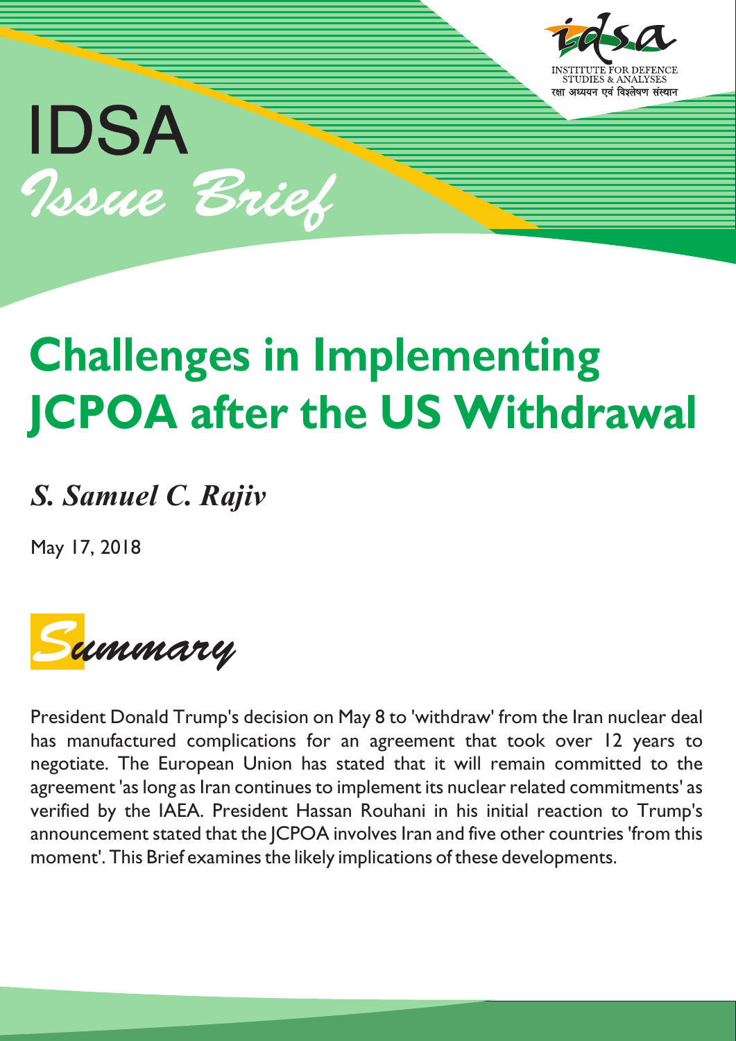IDSA

*Issue Brief*

INSTITUTE FOR DEFENCE STUDIES & ANALYSES

रक्षा अध्ययन एवं विश्लेषण संस्थान

# Challenges in Implementing JCPOA after the US Withdrawal

***S. Samuel C. Rajiv***

May 17, 2018

## *Summary*

President Donald Trump's decision on May 8 to 'withdraw' from the Iran nuclear deal has manufactured complications for an agreement that took over 12 years to negotiate. The European Union has stated that it will remain committed to the agreement 'as long as Iran continues to implement its nuclear related commitments' as verified by the IAEA. President Hassan Rouhani in his initial reaction to Trump's announcement stated that the JCPOA involves Iran and five other countries 'from this moment'. This Brief examines the likely implications of these developments.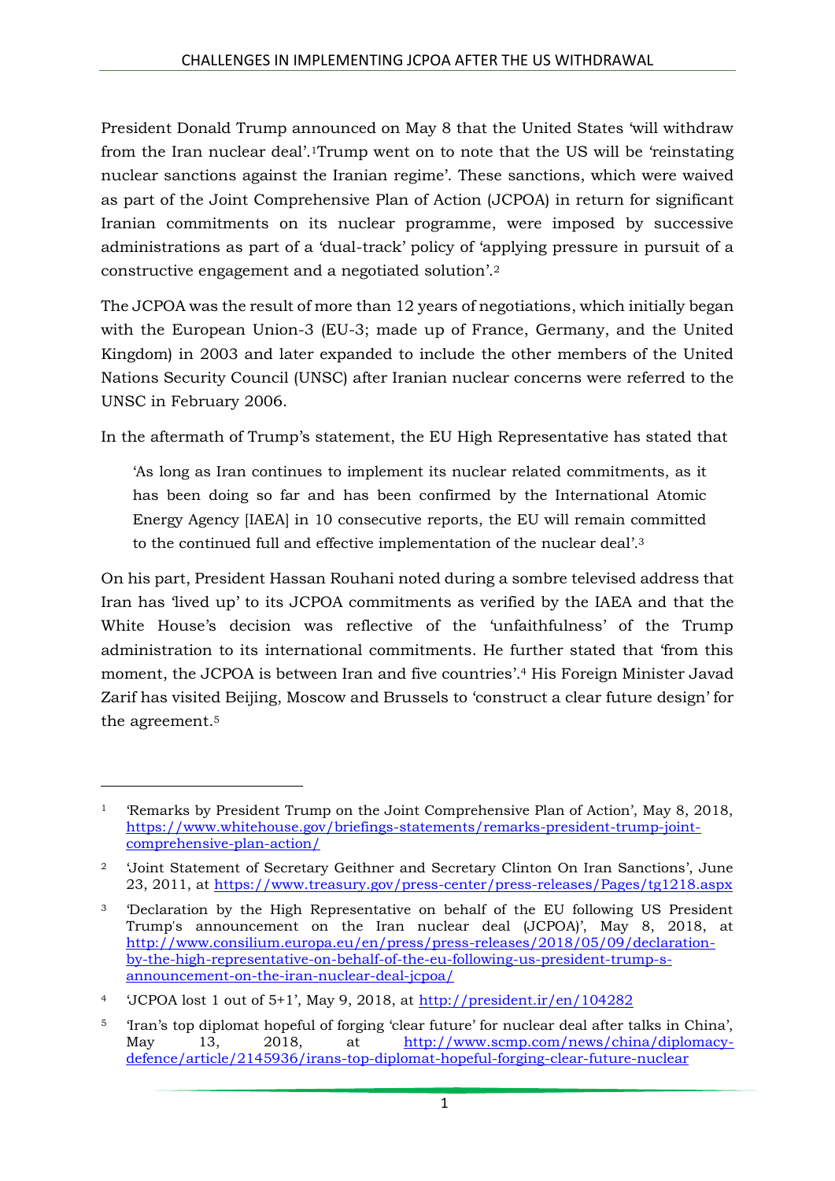President Donald Trump announced on May 8 that the United States 'will withdraw from the Iran nuclear deal'.[1]Trump went on to note that the US will be 'reinstating nuclear sanctions against the Iranian regime'. These sanctions, which were waived as part of the Joint Comprehensive Plan of Action (JCPOA) in return for significant Iranian commitments on its nuclear programme, were imposed by successive administrations as part of a 'dual-track' policy of 'applying pressure in pursuit of a constructive engagement and a negotiated solution'.[2]

The JCPOA was the result of more than 12 years of negotiations, which initially began with the European Union-3 (EU-3; made up of France, Germany, and the United Kingdom) in 2003 and later expanded to include the other members of the United Nations Security Council (UNSC) after Iranian nuclear concerns were referred to the UNSC in February 2006.

In the aftermath of Trump's statement, the EU High Representative has stated that

> 'As long as Iran continues to implement its nuclear related commitments, as it has been doing so far and has been confirmed by the International Atomic Energy Agency [IAEA] in 10 consecutive reports, the EU will remain committed to the continued full and effective implementation of the nuclear deal'.[3]

On his part, President Hassan Rouhani noted during a sombre televised address that Iran has 'lived up' to its JCPOA commitments as verified by the IAEA and that the White House's decision was reflective of the 'unfaithfulness' of the Trump administration to its international commitments. He further stated that 'from this moment, the JCPOA is between Iran and five countries'.[4] His Foreign Minister Javad Zarif has visited Beijing, Moscow and Brussels to 'construct a clear future design' for the agreement.[5]

---

[1] 'Remarks by President Trump on the Joint Comprehensive Plan of Action', May 8, 2018, https://www.whitehouse.gov/briefings-statements/remarks-president-trump-joint-comprehensive-plan-action/

[2] 'Joint Statement of Secretary Geithner and Secretary Clinton On Iran Sanctions', June 23, 2011, at https://www.treasury.gov/press-center/press-releases/Pages/tg1218.aspx

[3] 'Declaration by the High Representative on behalf of the EU following US President Trump's announcement on the Iran nuclear deal (JCPOA)', May 8, 2018, at http://www.consilium.europa.eu/en/press/press-releases/2018/05/09/declaration-by-the-high-representative-on-behalf-of-the-eu-following-us-president-trump-s-announcement-on-the-iran-nuclear-deal-jcpoa/

[4] 'JCPOA lost 1 out of 5+1', May 9, 2018, at http://president.ir/en/104282

[5] 'Iran's top diplomat hopeful of forging 'clear future' for nuclear deal after talks in China', May 13, 2018, at http://www.scmp.com/news/china/diplomacy-defence/article/2145936/irans-top-diplomat-hopeful-forging-clear-future-nuclear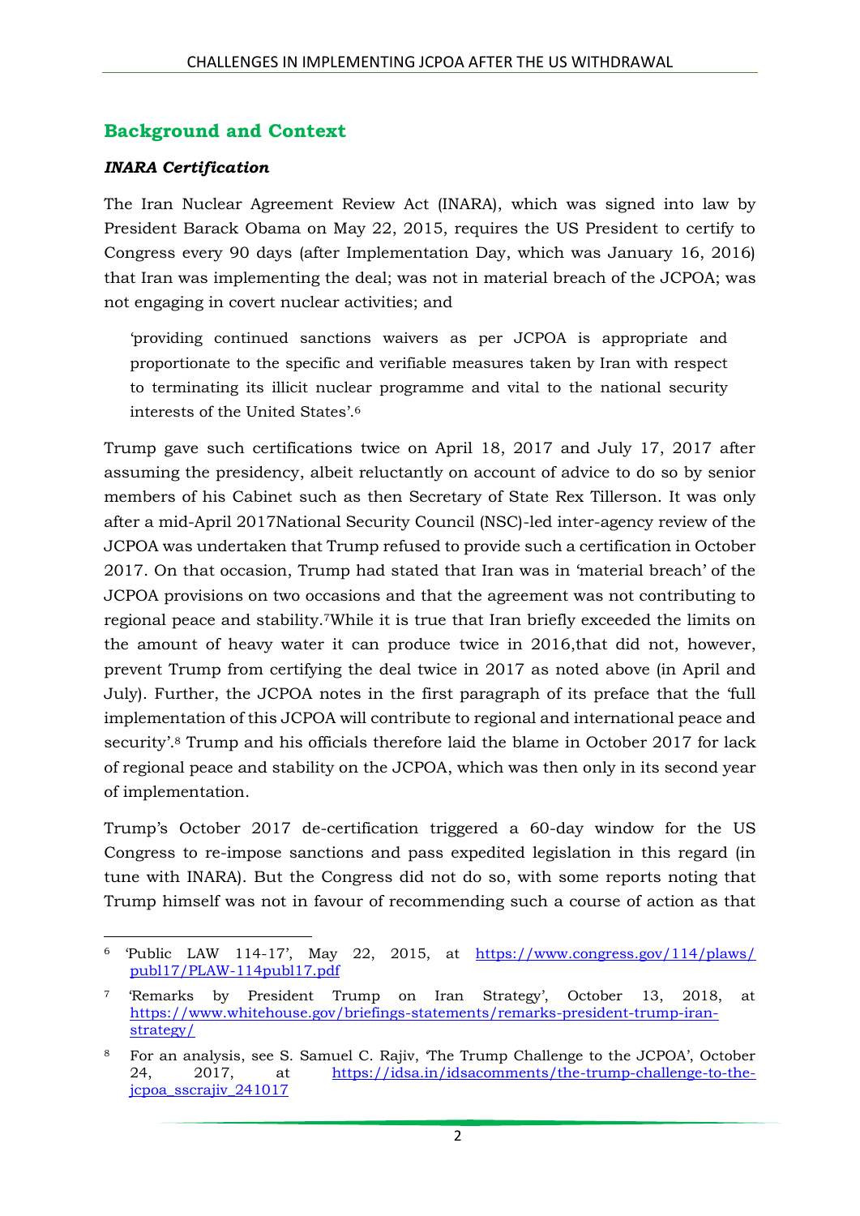## Background and Context

### *INARA Certification*

The Iran Nuclear Agreement Review Act (INARA), which was signed into law by President Barack Obama on May 22, 2015, requires the US President to certify to Congress every 90 days (after Implementation Day, which was January 16, 2016) that Iran was implementing the deal; was not in material breach of the JCPOA; was not engaging in covert nuclear activities; and

> 'providing continued sanctions waivers as per JCPOA is appropriate and proportionate to the specific and verifiable measures taken by Iran with respect to terminating its illicit nuclear programme and vital to the national security interests of the United States'.[6]

Trump gave such certifications twice on April 18, 2017 and July 17, 2017 after assuming the presidency, albeit reluctantly on account of advice to do so by senior members of his Cabinet such as then Secretary of State Rex Tillerson. It was only after a mid-April 2017National Security Council (NSC)-led inter-agency review of the JCPOA was undertaken that Trump refused to provide such a certification in October 2017. On that occasion, Trump had stated that Iran was in 'material breach' of the JCPOA provisions on two occasions and that the agreement was not contributing to regional peace and stability.[7]While it is true that Iran briefly exceeded the limits on the amount of heavy water it can produce twice in 2016,that did not, however, prevent Trump from certifying the deal twice in 2017 as noted above (in April and July). Further, the JCPOA notes in the first paragraph of its preface that the 'full implementation of this JCPOA will contribute to regional and international peace and security'.[8] Trump and his officials therefore laid the blame in October 2017 for lack of regional peace and stability on the JCPOA, which was then only in its second year of implementation.

Trump's October 2017 de-certification triggered a 60-day window for the US Congress to re-impose sanctions and pass expedited legislation in this regard (in tune with INARA). But the Congress did not do so, with some reports noting that Trump himself was not in favour of recommending such a course of action as that

---

[6] 'Public LAW 114-17', May 22, 2015, at https://www.congress.gov/114/plaws/publ17/PLAW-114publ17.pdf

[7] 'Remarks by President Trump on Iran Strategy', October 13, 2018, at https://www.whitehouse.gov/briefings-statements/remarks-president-trump-iran-strategy/

[8] For an analysis, see S. Samuel C. Rajiv, 'The Trump Challenge to the JCPOA', October 24, 2017, at https://idsa.in/idsacomments/the-trump-challenge-to-the-jcpoa_sscrajiv_241017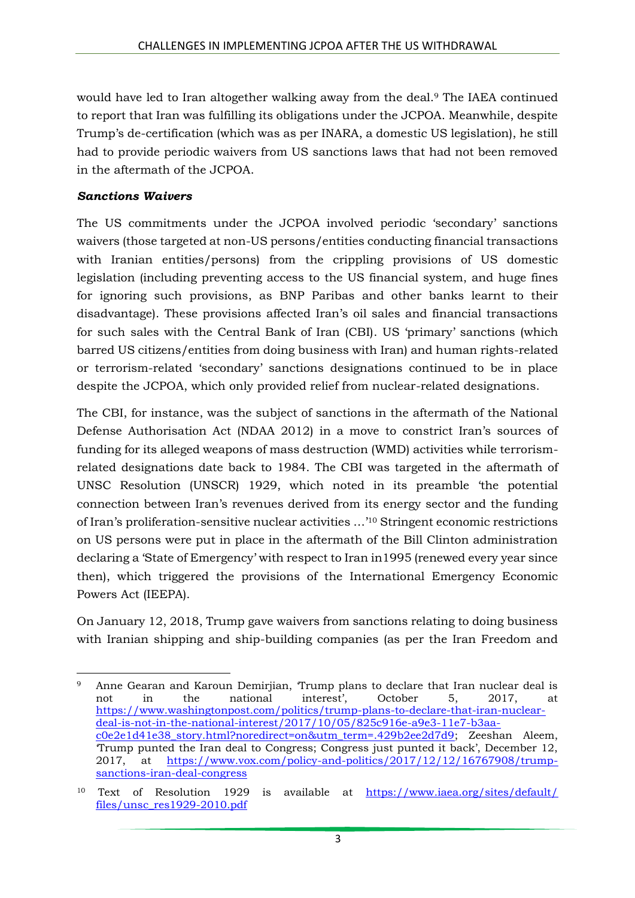would have led to Iran altogether walking away from the deal.[9] The IAEA continued to report that Iran was fulfilling its obligations under the JCPOA. Meanwhile, despite Trump's de-certification (which was as per INARA, a domestic US legislation), he still had to provide periodic waivers from US sanctions laws that had not been removed in the aftermath of the JCPOA.

***Sanctions Waivers***

The US commitments under the JCPOA involved periodic 'secondary' sanctions waivers (those targeted at non-US persons/entities conducting financial transactions with Iranian entities/persons) from the crippling provisions of US domestic legislation (including preventing access to the US financial system, and huge fines for ignoring such provisions, as BNP Paribas and other banks learnt to their disadvantage). These provisions affected Iran's oil sales and financial transactions for such sales with the Central Bank of Iran (CBI). US 'primary' sanctions (which barred US citizens/entities from doing business with Iran) and human rights-related or terrorism-related 'secondary' sanctions designations continued to be in place despite the JCPOA, which only provided relief from nuclear-related designations.

The CBI, for instance, was the subject of sanctions in the aftermath of the National Defense Authorisation Act (NDAA 2012) in a move to constrict Iran's sources of funding for its alleged weapons of mass destruction (WMD) activities while terrorism-related designations date back to 1984. The CBI was targeted in the aftermath of UNSC Resolution (UNSCR) 1929, which noted in its preamble 'the potential connection between Iran's revenues derived from its energy sector and the funding of Iran's proliferation-sensitive nuclear activities …'[10] Stringent economic restrictions on US persons were put in place in the aftermath of the Bill Clinton administration declaring a 'State of Emergency' with respect to Iran in1995 (renewed every year since then), which triggered the provisions of the International Emergency Economic Powers Act (IEEPA).

On January 12, 2018, Trump gave waivers from sanctions relating to doing business with Iranian shipping and ship-building companies (as per the Iran Freedom and

---

[9] Anne Gearan and Karoun Demirjian, 'Trump plans to declare that Iran nuclear deal is not in the national interest', October 5, 2017, at https://www.washingtonpost.com/politics/trump-plans-to-declare-that-iran-nuclear-deal-is-not-in-the-national-interest/2017/10/05/825c916e-a9e3-11e7-b3aa-c0e2e1d41e38_story.html?noredirect=on&utm_term=.429b2ee2d7d9; Zeeshan Aleem, 'Trump punted the Iran deal to Congress; Congress just punted it back', December 12, 2017, at https://www.vox.com/policy-and-politics/2017/12/12/16767908/trump-sanctions-iran-deal-congress

[10] Text of Resolution 1929 is available at https://www.iaea.org/sites/default/files/unsc_res1929-2010.pdf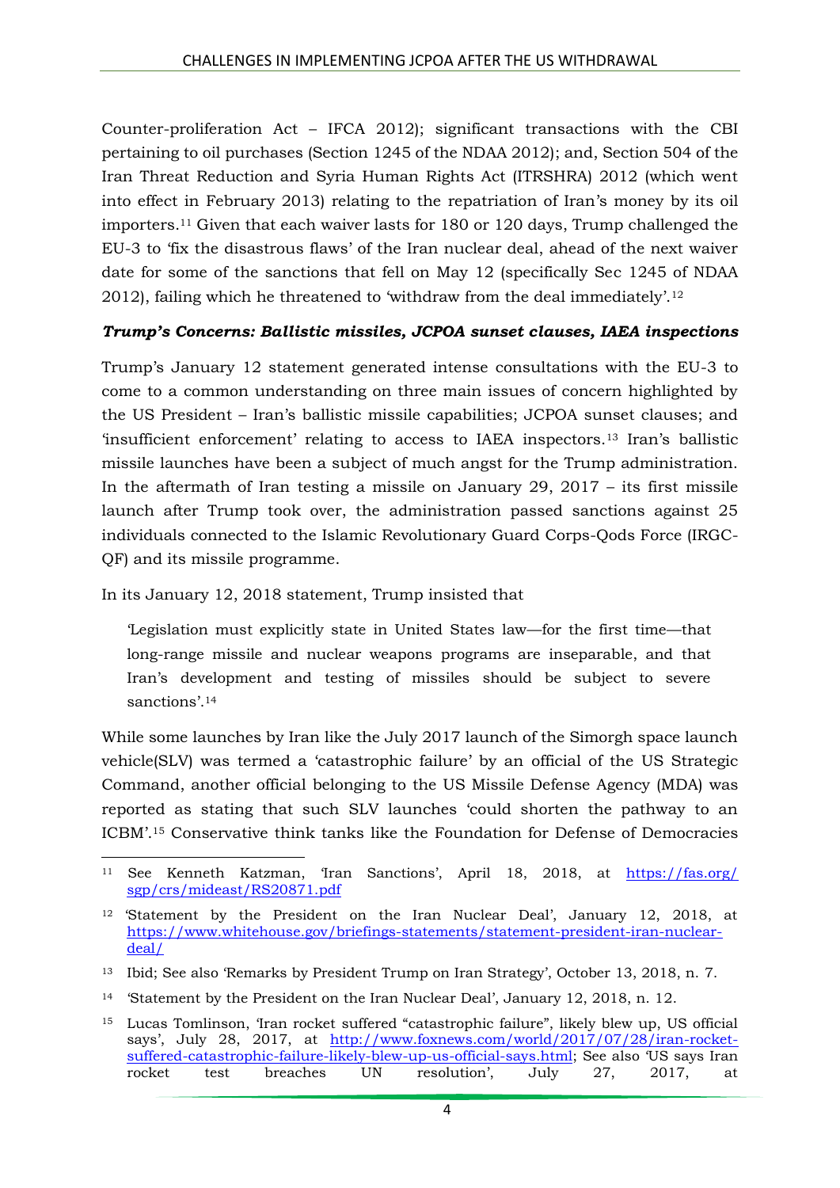Counter-proliferation Act – IFCA 2012); significant transactions with the CBI pertaining to oil purchases (Section 1245 of the NDAA 2012); and, Section 504 of the Iran Threat Reduction and Syria Human Rights Act (ITRSHRA) 2012 (which went into effect in February 2013) relating to the repatriation of Iran's money by its oil importers.[11] Given that each waiver lasts for 180 or 120 days, Trump challenged the EU-3 to 'fix the disastrous flaws' of the Iran nuclear deal, ahead of the next waiver date for some of the sanctions that fell on May 12 (specifically Sec 1245 of NDAA 2012), failing which he threatened to 'withdraw from the deal immediately'.[12]

***Trump's Concerns: Ballistic missiles, JCPOA sunset clauses, IAEA inspections***

Trump's January 12 statement generated intense consultations with the EU-3 to come to a common understanding on three main issues of concern highlighted by the US President – Iran's ballistic missile capabilities; JCPOA sunset clauses; and 'insufficient enforcement' relating to access to IAEA inspectors.[13] Iran's ballistic missile launches have been a subject of much angst for the Trump administration. In the aftermath of Iran testing a missile on January 29, 2017 – its first missile launch after Trump took over, the administration passed sanctions against 25 individuals connected to the Islamic Revolutionary Guard Corps-Qods Force (IRGC-QF) and its missile programme.

In its January 12, 2018 statement, Trump insisted that

> 'Legislation must explicitly state in United States law—for the first time—that long-range missile and nuclear weapons programs are inseparable, and that Iran's development and testing of missiles should be subject to severe sanctions'.[14]

While some launches by Iran like the July 2017 launch of the Simorgh space launch vehicle(SLV) was termed a 'catastrophic failure' by an official of the US Strategic Command, another official belonging to the US Missile Defense Agency (MDA) was reported as stating that such SLV launches 'could shorten the pathway to an ICBM'.[15] Conservative think tanks like the Foundation for Defense of Democracies

---

[11] See Kenneth Katzman, 'Iran Sanctions', April 18, 2018, at https://fas.org/sgp/crs/mideast/RS20871.pdf

[12] 'Statement by the President on the Iran Nuclear Deal', January 12, 2018, at https://www.whitehouse.gov/briefings-statements/statement-president-iran-nuclear-deal/

[13] Ibid; See also 'Remarks by President Trump on Iran Strategy', October 13, 2018, n. 7.

[14] 'Statement by the President on the Iran Nuclear Deal', January 12, 2018, n. 12.

[15] Lucas Tomlinson, 'Iran rocket suffered "catastrophic failure", likely blew up, US official says', July 28, 2017, at http://www.foxnews.com/world/2017/07/28/iran-rocket-suffered-catastrophic-failure-likely-blew-up-us-official-says.html; See also 'US says Iran rocket test breaches UN resolution', July 27, 2017, at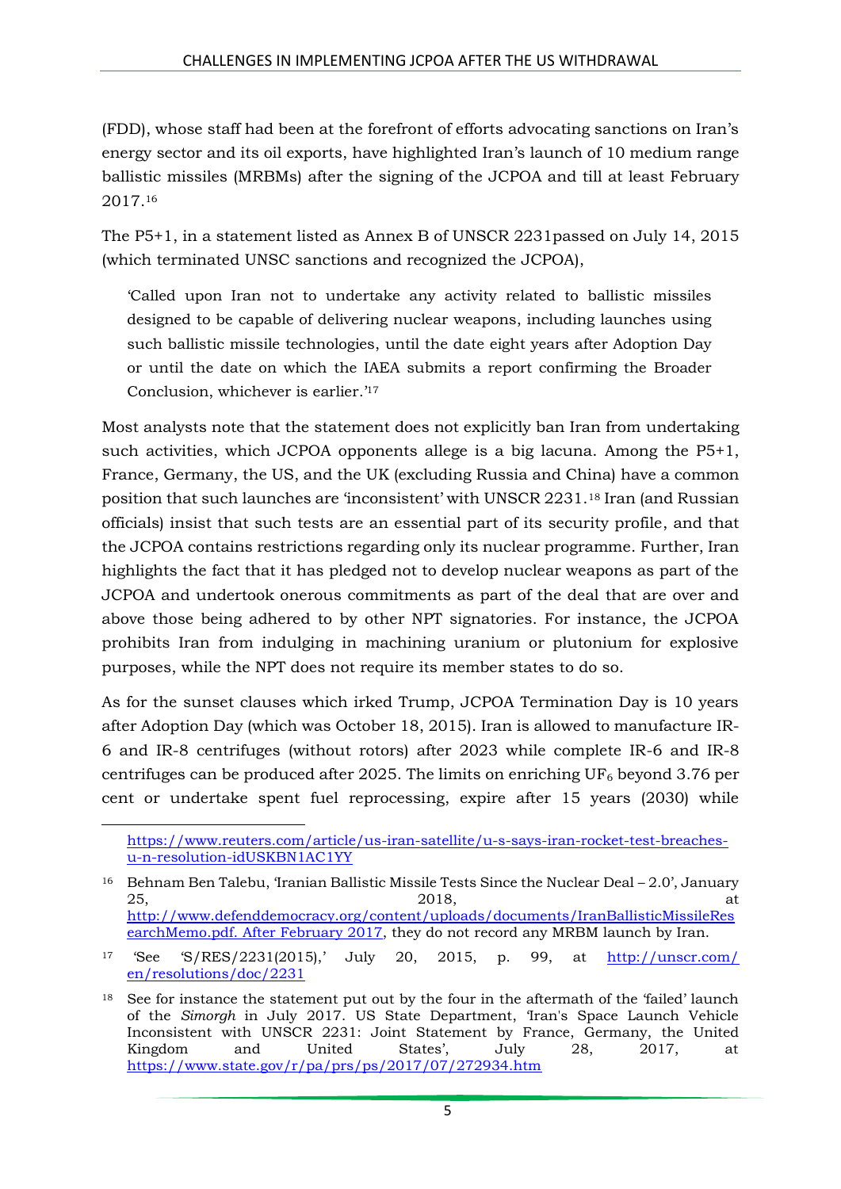(FDD), whose staff had been at the forefront of efforts advocating sanctions on Iran's energy sector and its oil exports, have highlighted Iran's launch of 10 medium range ballistic missiles (MRBMs) after the signing of the JCPOA and till at least February 2017.[16]

The P5+1, in a statement listed as Annex B of UNSCR 2231passed on July 14, 2015 (which terminated UNSC sanctions and recognized the JCPOA),

> 'Called upon Iran not to undertake any activity related to ballistic missiles designed to be capable of delivering nuclear weapons, including launches using such ballistic missile technologies, until the date eight years after Adoption Day or until the date on which the IAEA submits a report confirming the Broader Conclusion, whichever is earlier.'[17]

Most analysts note that the statement does not explicitly ban Iran from undertaking such activities, which JCPOA opponents allege is a big lacuna. Among the P5+1, France, Germany, the US, and the UK (excluding Russia and China) have a common position that such launches are 'inconsistent' with UNSCR 2231.[18] Iran (and Russian officials) insist that such tests are an essential part of its security profile, and that the JCPOA contains restrictions regarding only its nuclear programme. Further, Iran highlights the fact that it has pledged not to develop nuclear weapons as part of the JCPOA and undertook onerous commitments as part of the deal that are over and above those being adhered to by other NPT signatories. For instance, the JCPOA prohibits Iran from indulging in machining uranium or plutonium for explosive purposes, while the NPT does not require its member states to do so.

As for the sunset clauses which irked Trump, JCPOA Termination Day is 10 years after Adoption Day (which was October 18, 2015). Iran is allowed to manufacture IR-6 and IR-8 centrifuges (without rotors) after 2023 while complete IR-6 and IR-8 centrifuges can be produced after 2025. The limits on enriching $UF_6$ beyond 3.76 per cent or undertake spent fuel reprocessing, expire after 15 years (2030) while

---

https://www.reuters.com/article/us-iran-satellite/u-s-says-iran-rocket-test-breaches-u-n-resolution-idUSKBN1AC1YY

[16] Behnam Ben Talebu, 'Iranian Ballistic Missile Tests Since the Nuclear Deal – 2.0', January 25, 2018, at http://www.defenddemocracy.org/content/uploads/documents/IranBallisticMissileResearchMemo.pdf. After February 2017, they do not record any MRBM launch by Iran.

[17] 'See 'S/RES/2231(2015),' July 20, 2015, p. 99, at http://unscr.com/en/resolutions/doc/2231

[18] See for instance the statement put out by the four in the aftermath of the 'failed' launch of the *Simorgh* in July 2017. US State Department, 'Iran's Space Launch Vehicle Inconsistent with UNSCR 2231: Joint Statement by France, Germany, the United Kingdom and United States', July 28, 2017, at https://www.state.gov/r/pa/prs/ps/2017/07/272934.htm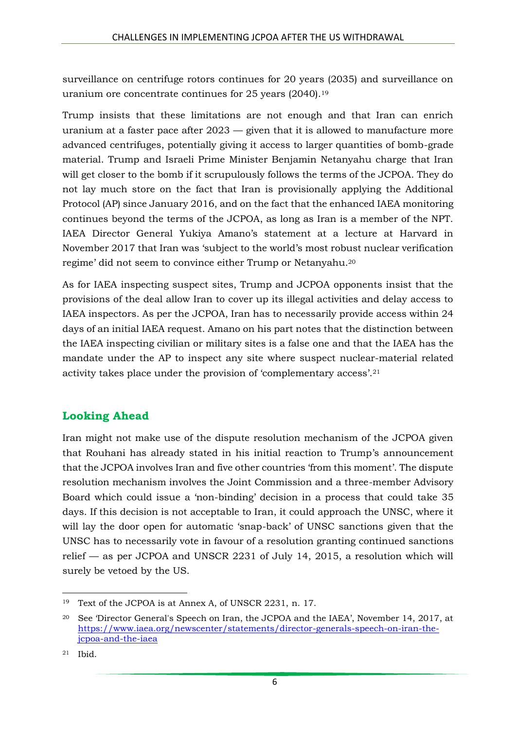surveillance on centrifuge rotors continues for 20 years (2035) and surveillance on uranium ore concentrate continues for 25 years (2040).[19]

Trump insists that these limitations are not enough and that Iran can enrich uranium at a faster pace after 2023 — given that it is allowed to manufacture more advanced centrifuges, potentially giving it access to larger quantities of bomb-grade material. Trump and Israeli Prime Minister Benjamin Netanyahu charge that Iran will get closer to the bomb if it scrupulously follows the terms of the JCPOA. They do not lay much store on the fact that Iran is provisionally applying the Additional Protocol (AP) since January 2016, and on the fact that the enhanced IAEA monitoring continues beyond the terms of the JCPOA, as long as Iran is a member of the NPT. IAEA Director General Yukiya Amano's statement at a lecture at Harvard in November 2017 that Iran was 'subject to the world's most robust nuclear verification regime' did not seem to convince either Trump or Netanyahu.[20]

As for IAEA inspecting suspect sites, Trump and JCPOA opponents insist that the provisions of the deal allow Iran to cover up its illegal activities and delay access to IAEA inspectors. As per the JCPOA, Iran has to necessarily provide access within 24 days of an initial IAEA request. Amano on his part notes that the distinction between the IAEA inspecting civilian or military sites is a false one and that the IAEA has the mandate under the AP to inspect any site where suspect nuclear-material related activity takes place under the provision of 'complementary access'.[21]

## Looking Ahead

Iran might not make use of the dispute resolution mechanism of the JCPOA given that Rouhani has already stated in his initial reaction to Trump's announcement that the JCPOA involves Iran and five other countries 'from this moment'. The dispute resolution mechanism involves the Joint Commission and a three-member Advisory Board which could issue a 'non-binding' decision in a process that could take 35 days. If this decision is not acceptable to Iran, it could approach the UNSC, where it will lay the door open for automatic 'snap-back' of UNSC sanctions given that the UNSC has to necessarily vote in favour of a resolution granting continued sanctions relief — as per JCPOA and UNSCR 2231 of July 14, 2015, a resolution which will surely be vetoed by the US.

---

[19] Text of the JCPOA is at Annex A, of UNSCR 2231, n. 17.

[20] See 'Director General's Speech on Iran, the JCPOA and the IAEA', November 14, 2017, at https://www.iaea.org/newscenter/statements/director-generals-speech-on-iran-the-jcpoa-and-the-iaea

[21] Ibid.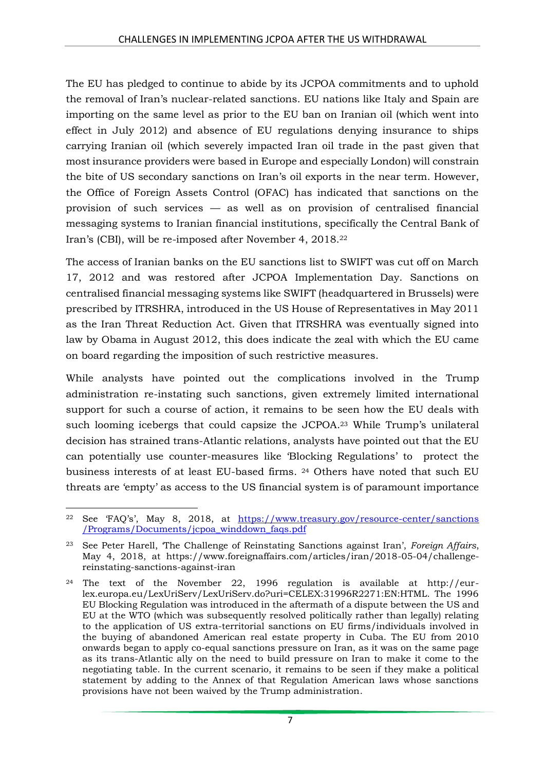The EU has pledged to continue to abide by its JCPOA commitments and to uphold the removal of Iran's nuclear-related sanctions. EU nations like Italy and Spain are importing on the same level as prior to the EU ban on Iranian oil (which went into effect in July 2012) and absence of EU regulations denying insurance to ships carrying Iranian oil (which severely impacted Iran oil trade in the past given that most insurance providers were based in Europe and especially London) will constrain the bite of US secondary sanctions on Iran's oil exports in the near term. However, the Office of Foreign Assets Control (OFAC) has indicated that sanctions on the provision of such services — as well as on provision of centralised financial messaging systems to Iranian financial institutions, specifically the Central Bank of Iran's (CBI), will be re-imposed after November 4, 2018.[22]

The access of Iranian banks on the EU sanctions list to SWIFT was cut off on March 17, 2012 and was restored after JCPOA Implementation Day. Sanctions on centralised financial messaging systems like SWIFT (headquartered in Brussels) were prescribed by ITRSHRA, introduced in the US House of Representatives in May 2011 as the Iran Threat Reduction Act. Given that ITRSHRA was eventually signed into law by Obama in August 2012, this does indicate the zeal with which the EU came on board regarding the imposition of such restrictive measures.

While analysts have pointed out the complications involved in the Trump administration re-instating such sanctions, given extremely limited international support for such a course of action, it remains to be seen how the EU deals with such looming icebergs that could capsize the JCPOA.[23] While Trump's unilateral decision has strained trans-Atlantic relations, analysts have pointed out that the EU can potentially use counter-measures like 'Blocking Regulations' to protect the business interests of at least EU-based firms. [24] Others have noted that such EU threats are 'empty' as access to the US financial system is of paramount importance

---

[22] See 'FAQ's', May 8, 2018, at https://www.treasury.gov/resource-center/sanctions/Programs/Documents/jcpoa_winddown_faqs.pdf

[23] See Peter Harell, 'The Challenge of Reinstating Sanctions against Iran', *Foreign Affairs*, May 4, 2018, at https://www.foreignaffairs.com/articles/iran/2018-05-04/challenge-reinstating-sanctions-against-iran

[24] The text of the November 22, 1996 regulation is available at http://eur-lex.europa.eu/LexUriServ/LexUriServ.do?uri=CELEX:31996R2271:EN:HTML. The 1996 EU Blocking Regulation was introduced in the aftermath of a dispute between the US and EU at the WTO (which was subsequently resolved politically rather than legally) relating to the application of US extra-territorial sanctions on EU firms/individuals involved in the buying of abandoned American real estate property in Cuba. The EU from 2010 onwards began to apply co-equal sanctions pressure on Iran, as it was on the same page as its trans-Atlantic ally on the need to build pressure on Iran to make it come to the negotiating table. In the current scenario, it remains to be seen if they make a political statement by adding to the Annex of that Regulation American laws whose sanctions provisions have not been waived by the Trump administration.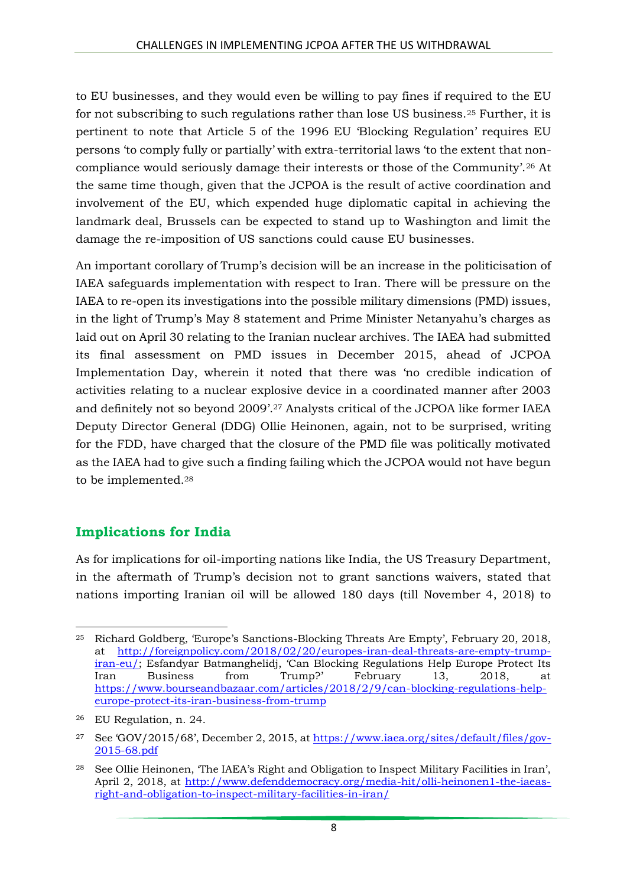to EU businesses, and they would even be willing to pay fines if required to the EU for not subscribing to such regulations rather than lose US business.[25] Further, it is pertinent to note that Article 5 of the 1996 EU 'Blocking Regulation' requires EU persons 'to comply fully or partially' with extra-territorial laws 'to the extent that non-compliance would seriously damage their interests or those of the Community'.[26] At the same time though, given that the JCPOA is the result of active coordination and involvement of the EU, which expended huge diplomatic capital in achieving the landmark deal, Brussels can be expected to stand up to Washington and limit the damage the re-imposition of US sanctions could cause EU businesses.

An important corollary of Trump's decision will be an increase in the politicisation of IAEA safeguards implementation with respect to Iran. There will be pressure on the IAEA to re-open its investigations into the possible military dimensions (PMD) issues, in the light of Trump's May 8 statement and Prime Minister Netanyahu's charges as laid out on April 30 relating to the Iranian nuclear archives. The IAEA had submitted its final assessment on PMD issues in December 2015, ahead of JCPOA Implementation Day, wherein it noted that there was 'no credible indication of activities relating to a nuclear explosive device in a coordinated manner after 2003 and definitely not so beyond 2009'.[27] Analysts critical of the JCPOA like former IAEA Deputy Director General (DDG) Ollie Heinonen, again, not to be surprised, writing for the FDD, have charged that the closure of the PMD file was politically motivated as the IAEA had to give such a finding failing which the JCPOA would not have begun to be implemented.[28]

## Implications for India

As for implications for oil-importing nations like India, the US Treasury Department, in the aftermath of Trump's decision not to grant sanctions waivers, stated that nations importing Iranian oil will be allowed 180 days (till November 4, 2018) to

---

[25] Richard Goldberg, 'Europe's Sanctions-Blocking Threats Are Empty', February 20, 2018, at http://foreignpolicy.com/2018/02/20/europes-iran-deal-threats-are-empty-trump-iran-eu/; Esfandyar Batmanghelidj, 'Can Blocking Regulations Help Europe Protect Its Iran Business from Trump?' February 13, 2018, at https://www.bourseandbazaar.com/articles/2018/2/9/can-blocking-regulations-help-europe-protect-its-iran-business-from-trump

[26] EU Regulation, n. 24.

[27] See 'GOV/2015/68', December 2, 2015, at https://www.iaea.org/sites/default/files/gov-2015-68.pdf

[28] See Ollie Heinonen, 'The IAEA's Right and Obligation to Inspect Military Facilities in Iran', April 2, 2018, at http://www.defenddemocracy.org/media-hit/olli-heinonen1-the-iaeas-right-and-obligation-to-inspect-military-facilities-in-iran/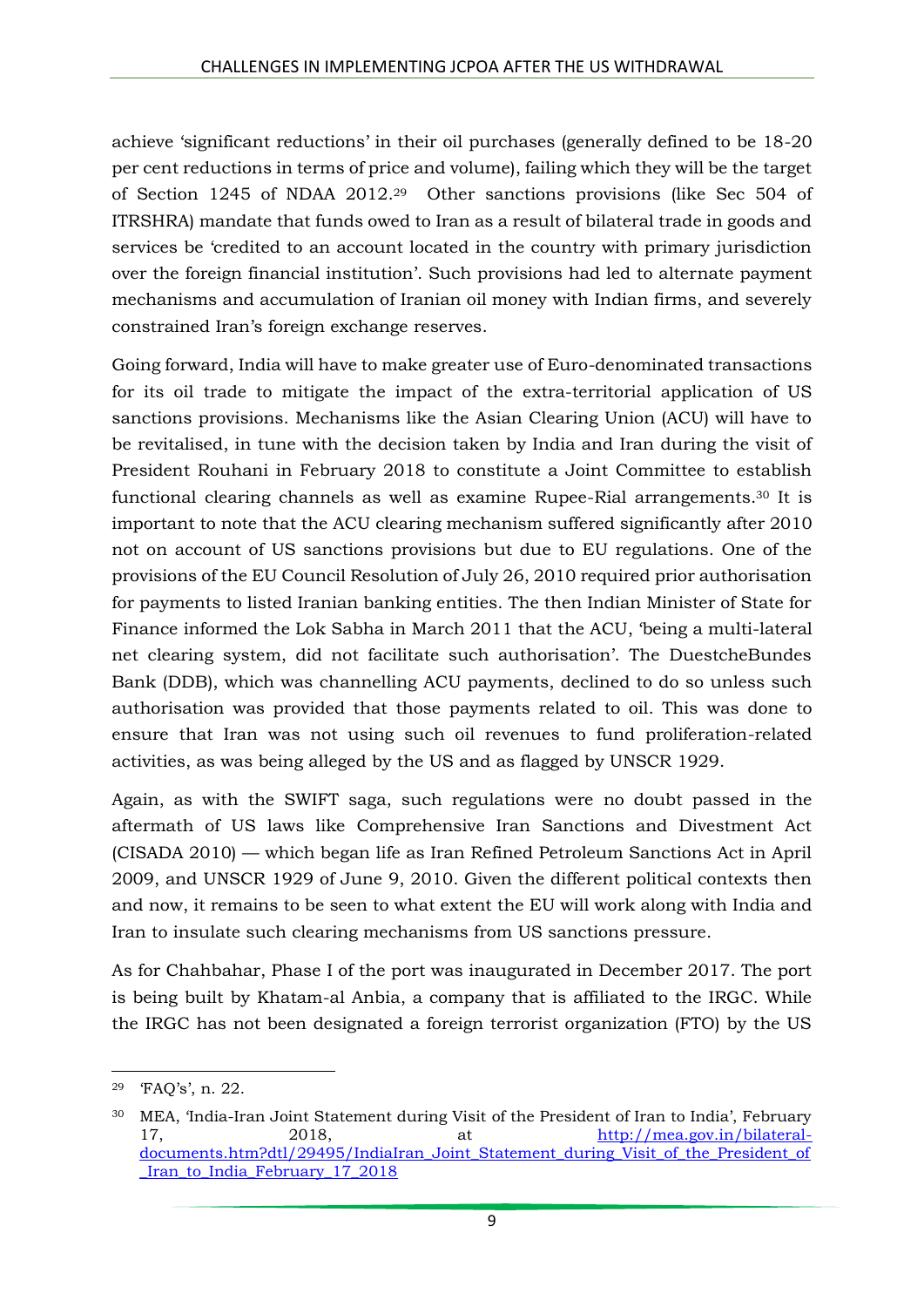achieve 'significant reductions' in their oil purchases (generally defined to be 18-20 per cent reductions in terms of price and volume), failing which they will be the target of Section 1245 of NDAA 2012.[29] Other sanctions provisions (like Sec 504 of ITRSHRA) mandate that funds owed to Iran as a result of bilateral trade in goods and services be 'credited to an account located in the country with primary jurisdiction over the foreign financial institution'. Such provisions had led to alternate payment mechanisms and accumulation of Iranian oil money with Indian firms, and severely constrained Iran's foreign exchange reserves.

Going forward, India will have to make greater use of Euro-denominated transactions for its oil trade to mitigate the impact of the extra-territorial application of US sanctions provisions. Mechanisms like the Asian Clearing Union (ACU) will have to be revitalised, in tune with the decision taken by India and Iran during the visit of President Rouhani in February 2018 to constitute a Joint Committee to establish functional clearing channels as well as examine Rupee-Rial arrangements.[30] It is important to note that the ACU clearing mechanism suffered significantly after 2010 not on account of US sanctions provisions but due to EU regulations. One of the provisions of the EU Council Resolution of July 26, 2010 required prior authorisation for payments to listed Iranian banking entities. The then Indian Minister of State for Finance informed the Lok Sabha in March 2011 that the ACU, 'being a multi-lateral net clearing system, did not facilitate such authorisation'. The DuestcheBundes Bank (DDB), which was channelling ACU payments, declined to do so unless such authorisation was provided that those payments related to oil. This was done to ensure that Iran was not using such oil revenues to fund proliferation-related activities, as was being alleged by the US and as flagged by UNSCR 1929.

Again, as with the SWIFT saga, such regulations were no doubt passed in the aftermath of US laws like Comprehensive Iran Sanctions and Divestment Act (CISADA 2010) — which began life as Iran Refined Petroleum Sanctions Act in April 2009, and UNSCR 1929 of June 9, 2010. Given the different political contexts then and now, it remains to be seen to what extent the EU will work along with India and Iran to insulate such clearing mechanisms from US sanctions pressure.

As for Chahbahar, Phase I of the port was inaugurated in December 2017. The port is being built by Khatam-al Anbia, a company that is affiliated to the IRGC. While the IRGC has not been designated a foreign terrorist organization (FTO) by the US

---

[29] 'FAQ's', n. 22.

[30] MEA, 'India-Iran Joint Statement during Visit of the President of Iran to India', February 17, 2018, at http://mea.gov.in/bilateral-documents.htm?dtl/29495/IndiaIran_Joint_Statement_during_Visit_of_the_President_of_Iran_to_India_February_17_2018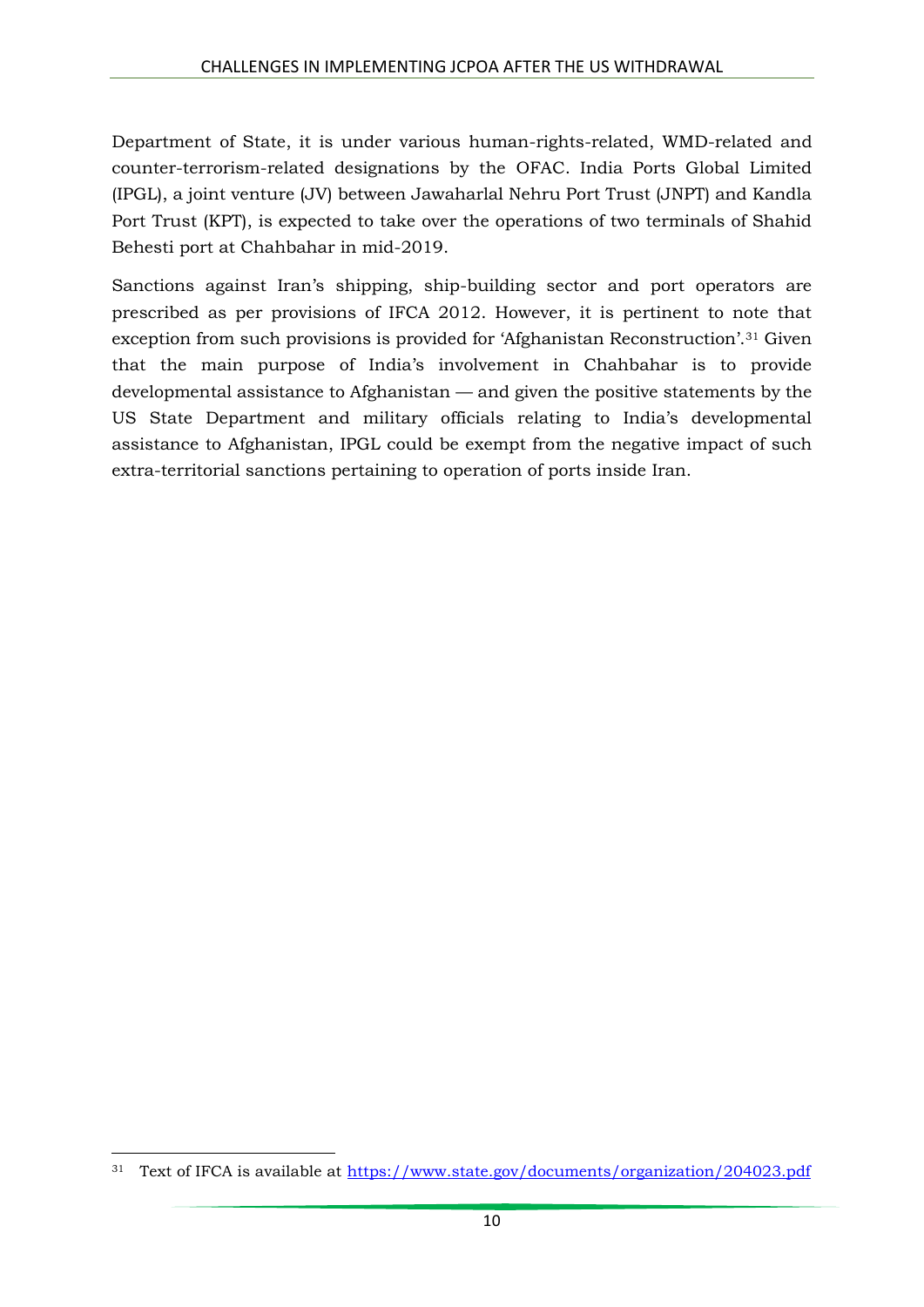Department of State, it is under various human-rights-related, WMD-related and counter-terrorism-related designations by the OFAC. India Ports Global Limited (IPGL), a joint venture (JV) between Jawaharlal Nehru Port Trust (JNPT) and Kandla Port Trust (KPT), is expected to take over the operations of two terminals of Shahid Behesti port at Chahbahar in mid-2019.

Sanctions against Iran's shipping, ship-building sector and port operators are prescribed as per provisions of IFCA 2012. However, it is pertinent to note that exception from such provisions is provided for 'Afghanistan Reconstruction'.[31] Given that the main purpose of India's involvement in Chahbahar is to provide developmental assistance to Afghanistan — and given the positive statements by the US State Department and military officials relating to India's developmental assistance to Afghanistan, IPGL could be exempt from the negative impact of such extra-territorial sanctions pertaining to operation of ports inside Iran.

---

[31] Text of IFCA is available at https://www.state.gov/documents/organization/204023.pdf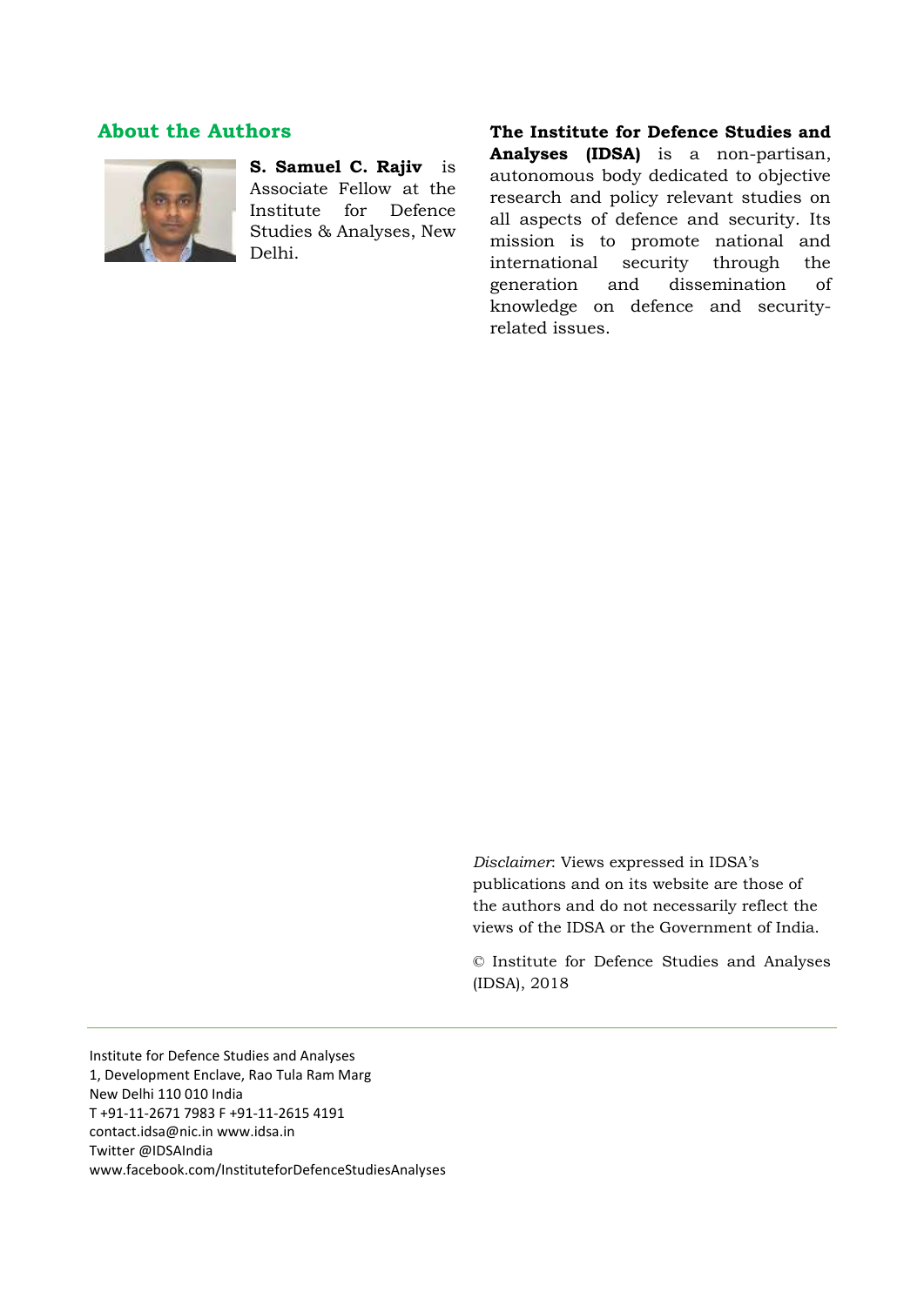## About the Authors

**S. Samuel C. Rajiv** is Associate Fellow at the Institute for Defence Studies & Analyses, New Delhi.

**The Institute for Defence Studies and Analyses (IDSA)** is a non-partisan, autonomous body dedicated to objective research and policy relevant studies on all aspects of defence and security. Its mission is to promote national and international security through the generation and dissemination of knowledge on defence and security-related issues.

*Disclaimer*: Views expressed in IDSA's publications and on its website are those of the authors and do not necessarily reflect the views of the IDSA or the Government of India.

© Institute for Defence Studies and Analyses (IDSA), 2018

Institute for Defence Studies and Analyses
1, Development Enclave, Rao Tula Ram Marg
New Delhi 110 010 India
T +91-11-2671 7983 F +91-11-2615 4191
contact.idsa@nic.in www.idsa.in
Twitter @IDSAIndia
www.facebook.com/InstituteforDefenceStudiesAnalyses